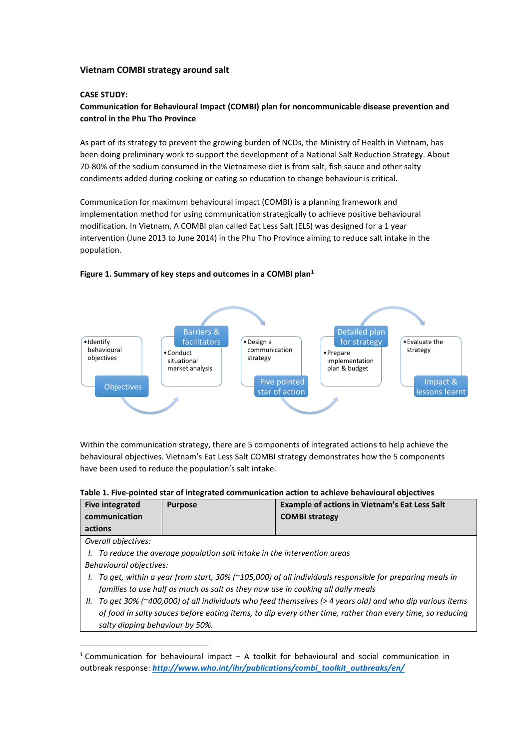### Vietnam COMBI strategy around salt

**CASE STUDY:**

**Communication for Behavioural Impact (COMBI) plan for noncommunicable disease prevention and control in the Phu Tho Province**

As part of its strategy to prevent the growing burden of NCDs, the Ministry of Health in Vietnam, has been doing preliminary work to support the development of a National Salt Reduction Strategy. About 70-80% of the sodium consumed in the Vietnamese diet is from salt, fish sauce and other salty condiments added during cooking or eating so education to change behaviour is critical.

Communication for maximum behavioural impact (COMBI) is a planning framework and implementation method for using communication strategically to achieve positive behavioural modification. In Vietnam, A COMBI plan called Eat Less Salt (ELS) was designed for a 1 year intervention (June 2013 to June 2014) in the Phu Tho Province aiming to reduce salt intake in the population.

**Figure 1. Summary of key steps and outcomes in a COMBI plan[1]**

- Objectives
  - Identify behavioural objectives
- Barriers & facilitators
  - Conduct situational market analysis
- Five pointed star of action
  - Design a communication strategy
- Detailed plan for strategy
  - Prepare implementation plan & budget
- Impact & lessons learnt
  - Evaluate the strategy

Within the communication strategy, there are 5 components of integrated actions to help achieve the behavioural objectives. Vietnam's Eat Less Salt COMBI strategy demonstrates how the 5 components have been used to reduce the population's salt intake.

**Table 1. Five-pointed star of integrated communication action to achieve behavioural objectives**

| Five integrated communication actions | Purpose | Example of actions in Vietnam's Eat Less Salt COMBI strategy |
|---|---|---|
| *Overall objectives:*<br>I. *To reduce the average population salt intake in the intervention areas*<br>*Behavioural objectives:*<br>I. *To get, within a year from start, 30% (~105,000) of all individuals responsible for preparing meals in families to use half as much as salt as they now use in cooking all daily meals*<br>II. *To get 30% (~400,000) of all individuals who feed themselves (> 4 years old) and who dip various items of food in salty sauces before eating items, to dip every other time, rather than every time, so reducing salty dipping behaviour by 50%.* | | |

[1] Communication for behavioural impact – A toolkit for behavioural and social communication in outbreak response: ***http://www.who.int/ihr/publications/combi_toolkit_outbreaks/en/***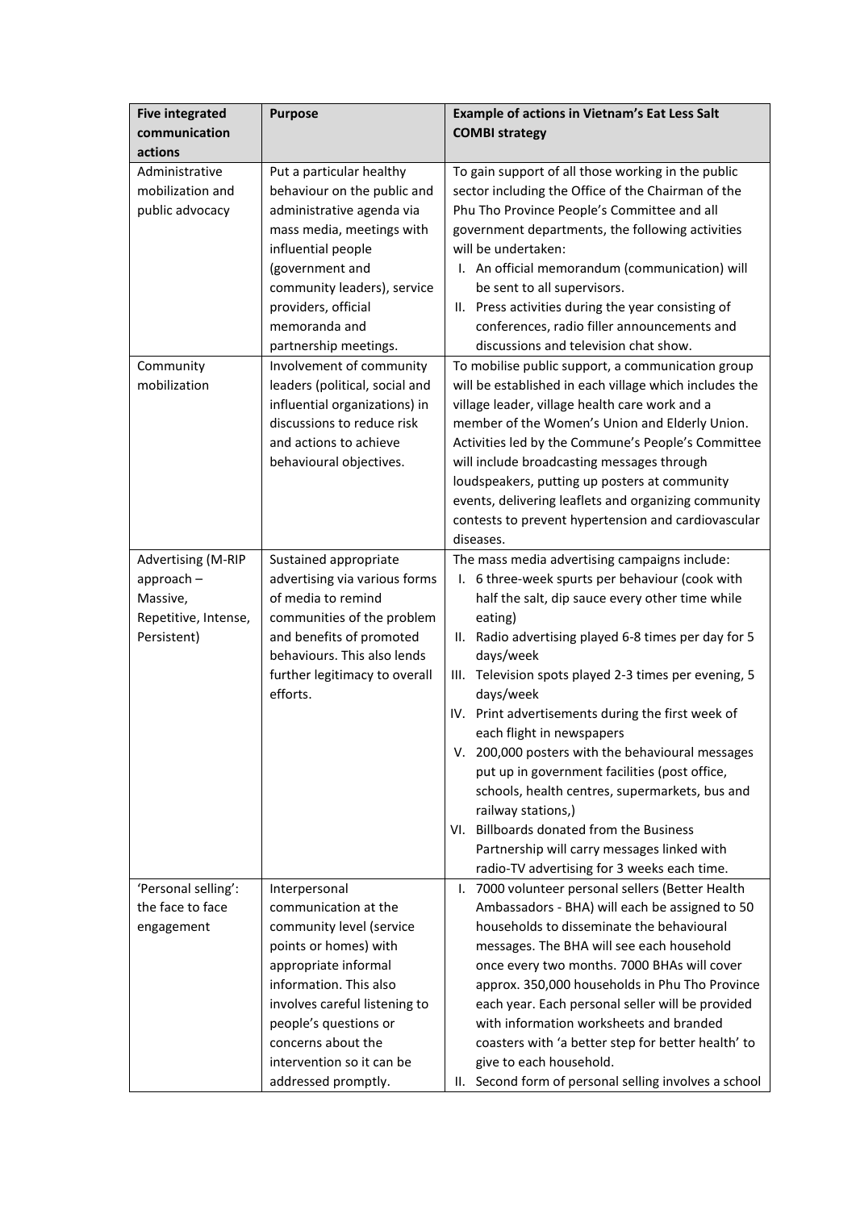| Five integrated communication actions | Purpose | Example of actions in Vietnam's Eat Less Salt COMBI strategy |
|---|---|---|
| Administrative mobilization and public advocacy | Put a particular healthy behaviour on the public and administrative agenda via mass media, meetings with influential people (government and community leaders), service providers, official memoranda and partnership meetings. | To gain support of all those working in the public sector including the Office of the Chairman of the Phu Tho Province People's Committee and all government departments, the following activities will be undertaken:<br>I. An official memorandum (communication) will be sent to all supervisors.<br>II. Press activities during the year consisting of conferences, radio filler announcements and discussions and television chat show. |
| Community mobilization | Involvement of community leaders (political, social and influential organizations) in discussions to reduce risk and actions to achieve behavioural objectives. | To mobilise public support, a communication group will be established in each village which includes the village leader, village health care work and a member of the Women's Union and Elderly Union. Activities led by the Commune's People's Committee will include broadcasting messages through loudspeakers, putting up posters at community events, delivering leaflets and organizing community contests to prevent hypertension and cardiovascular diseases. |
| Advertising (M-RIP approach – Massive, Repetitive, Intense, Persistent) | Sustained appropriate advertising via various forms of media to remind communities of the problem and benefits of promoted behaviours. This also lends further legitimacy to overall efforts. | The mass media advertising campaigns include:<br>I. 6 three-week spurts per behaviour (cook with half the salt, dip sauce every other time while eating)<br>II. Radio advertising played 6-8 times per day for 5 days/week<br>III. Television spots played 2-3 times per evening, 5 days/week<br>IV. Print advertisements during the first week of each flight in newspapers<br>V. 200,000 posters with the behavioural messages put up in government facilities (post office, schools, health centres, supermarkets, bus and railway stations,)<br>VI. Billboards donated from the Business Partnership will carry messages linked with radio-TV advertising for 3 weeks each time. |
| 'Personal selling': the face to face engagement | Interpersonal communication at the community level (service points or homes) with appropriate informal information. This also involves careful listening to people's questions or concerns about the intervention so it can be addressed promptly. | I. 7000 volunteer personal sellers (Better Health Ambassadors - BHA) will each be assigned to 50 households to disseminate the behavioural messages. The BHA will see each household once every two months. 7000 BHAs will cover approx. 350,000 households in Phu Tho Province each year. Each personal seller will be provided with information worksheets and branded coasters with 'a better step for better health' to give to each household.<br>II. Second form of personal selling involves a school |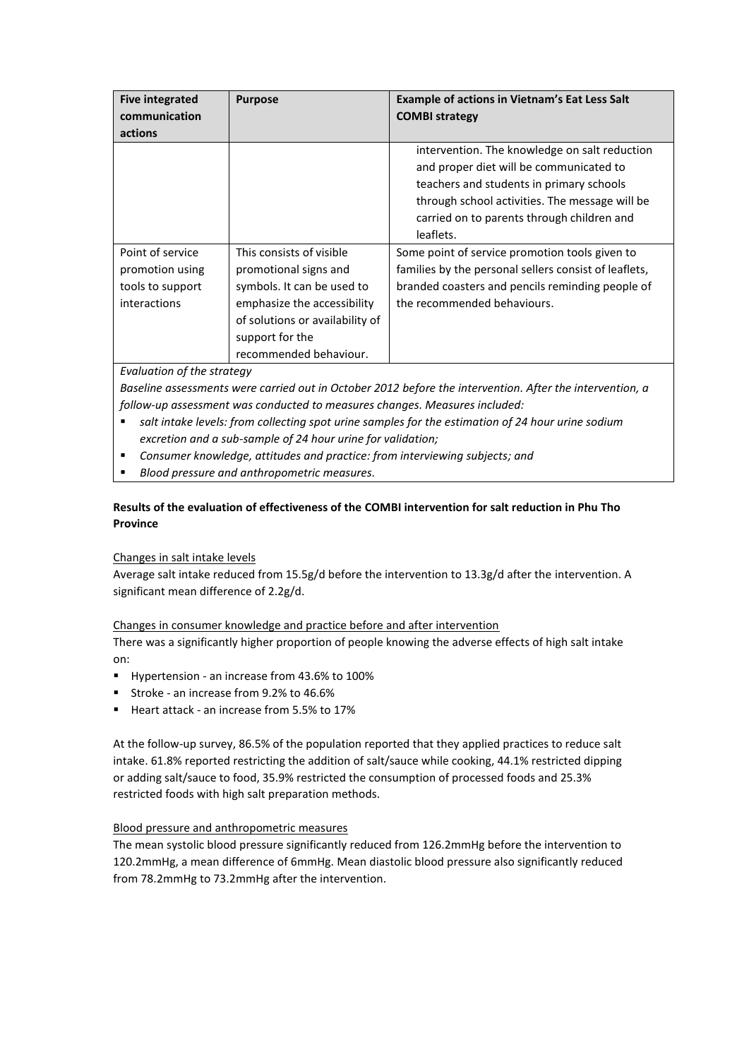| Five integrated communication actions | Purpose | Example of actions in Vietnam's Eat Less Salt COMBI strategy |
| --- | --- | --- |
| | | intervention. The knowledge on salt reduction and proper diet will be communicated to teachers and students in primary schools through school activities. The message will be carried on to parents through children and leaflets. |
| Point of service promotion using tools to support interactions | This consists of visible promotional signs and symbols. It can be used to emphasize the accessibility of solutions or availability of support for the recommended behaviour. | Some point of service promotion tools given to families by the personal sellers consist of leaflets, branded coasters and pencils reminding people of the recommended behaviours. |

*Evaluation of the strategy*

*Baseline assessments were carried out in October 2012 before the intervention. After the intervention, a follow-up assessment was conducted to measures changes. Measures included:*

- *salt intake levels: from collecting spot urine samples for the estimation of 24 hour urine sodium excretion and a sub-sample of 24 hour urine for validation;*
- *Consumer knowledge, attitudes and practice: from interviewing subjects; and*
- *Blood pressure and anthropometric measures.*

**Results of the evaluation of effectiveness of the COMBI intervention for salt reduction in Phu Tho Province**

Changes in salt intake levels

Average salt intake reduced from 15.5g/d before the intervention to 13.3g/d after the intervention. A significant mean difference of 2.2g/d.

Changes in consumer knowledge and practice before and after intervention

There was a significantly higher proportion of people knowing the adverse effects of high salt intake on:

- Hypertension - an increase from 43.6% to 100%
- Stroke - an increase from 9.2% to 46.6%
- Heart attack - an increase from 5.5% to 17%

At the follow-up survey, 86.5% of the population reported that they applied practices to reduce salt intake. 61.8% reported restricting the addition of salt/sauce while cooking, 44.1% restricted dipping or adding salt/sauce to food, 35.9% restricted the consumption of processed foods and 25.3% restricted foods with high salt preparation methods.

Blood pressure and anthropometric measures

The mean systolic blood pressure significantly reduced from 126.2mmHg before the intervention to 120.2mmHg, a mean difference of 6mmHg. Mean diastolic blood pressure also significantly reduced from 78.2mmHg to 73.2mmHg after the intervention.